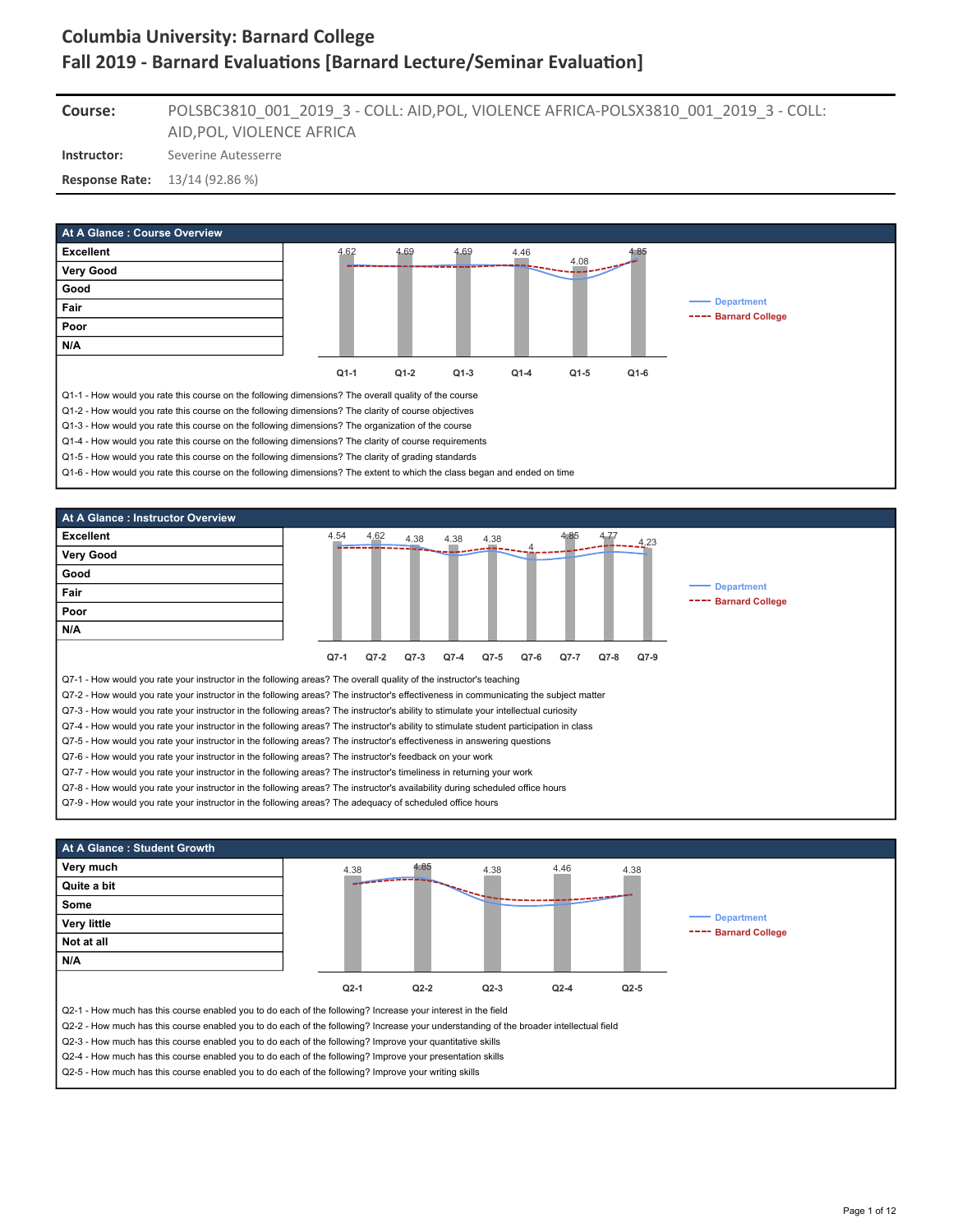# Columbia University: Barnard College
## Fall 2019 - Barnard Evaluations [Barnard Lecture/Seminar Evaluation]

**Course:** POLSBC3810_001_2019_3 - COLL: AID,POL, VIOLENCE AFRICA-POLSX3810_001_2019_3 - COLL: AID,POL, VIOLENCE AFRICA

**Instructor:** Severine Autesserre

**Response Rate:** 13/14 (92.86 %)

### At A Glance : Course Overview

Scale: Excellent, Very Good, Good, Fair, Poor, N/A

Legend: Department, Barnard College

| Q1-1 | Q1-2 | Q1-3 | Q1-4 | Q1-5 | Q1-6 |
|---|---|---|---|---|---|
| 4.62 | 4.69 | 4.69 | 4.46 | 4.08 | 4.85 |

Q1-1 - How would you rate this course on the following dimensions? The overall quality of the course

Q1-2 - How would you rate this course on the following dimensions? The clarity of course objectives

Q1-3 - How would you rate this course on the following dimensions? The organization of the course

Q1-4 - How would you rate this course on the following dimensions? The clarity of course requirements

Q1-5 - How would you rate this course on the following dimensions? The clarity of grading standards

Q1-6 - How would you rate this course on the following dimensions? The extent to which the class began and ended on time

### At A Glance : Instructor Overview

Scale: Excellent, Very Good, Good, Fair, Poor, N/A

Legend: Department, Barnard College

| Q7-1 | Q7-2 | Q7-3 | Q7-4 | Q7-5 | Q7-6 | Q7-7 | Q7-8 | Q7-9 |
|---|---|---|---|---|---|---|---|---|
| 4.54 | 4.62 | 4.38 | 4.38 | 4.38 | 4 | 4.85 | 4.77 | 4.23 |

Q7-1 - How would you rate your instructor in the following areas? The overall quality of the instructor's teaching

Q7-2 - How would you rate your instructor in the following areas? The instructor's effectiveness in communicating the subject matter

Q7-3 - How would you rate your instructor in the following areas? The instructor's ability to stimulate your intellectual curiosity

Q7-4 - How would you rate your instructor in the following areas? The instructor's ability to stimulate student participation in class

Q7-5 - How would you rate your instructor in the following areas? The instructor's effectiveness in answering questions

Q7-6 - How would you rate your instructor in the following areas? The instructor's feedback on your work

Q7-7 - How would you rate your instructor in the following areas? The instructor's timeliness in returning your work

Q7-8 - How would you rate your instructor in the following areas? The instructor's availability during scheduled office hours

Q7-9 - How would you rate your instructor in the following areas? The adequacy of scheduled office hours

### At A Glance : Student Growth

Scale: Very much, Quite a bit, Some, Very little, Not at all, N/A

Legend: Department, Barnard College

| Q2-1 | Q2-2 | Q2-3 | Q2-4 | Q2-5 |
|---|---|---|---|---|
| 4.38 | 4.85 | 4.38 | 4.46 | 4.38 |

Q2-1 - How much has this course enabled you to do each of the following? Increase your interest in the field

Q2-2 - How much has this course enabled you to do each of the following? Increase your understanding of the broader intellectual field

Q2-3 - How much has this course enabled you to do each of the following? Improve your quantitative skills

Q2-4 - How much has this course enabled you to do each of the following? Improve your presentation skills

Q2-5 - How much has this course enabled you to do each of the following? Improve your writing skills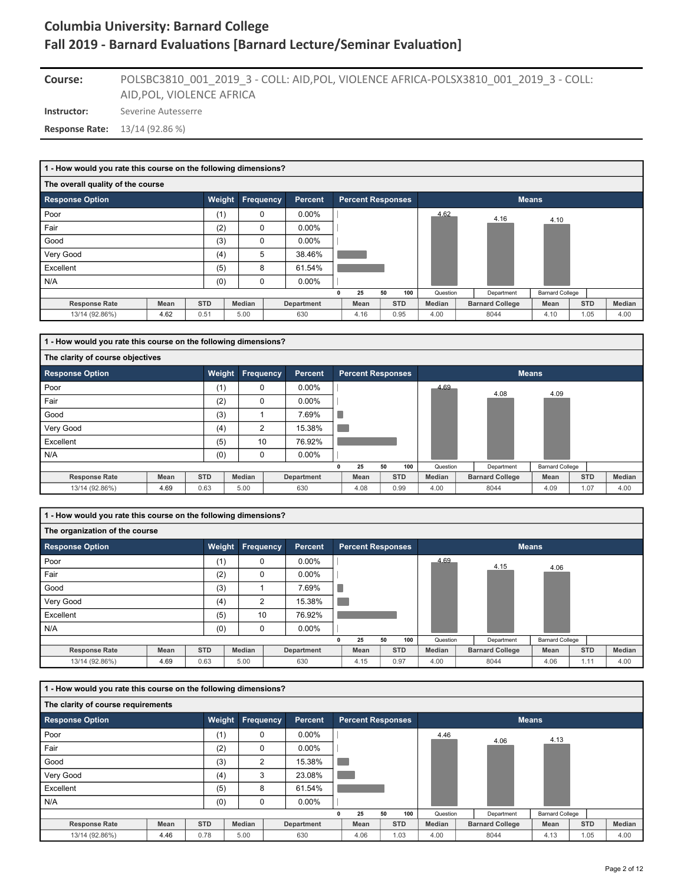# Columbia University: Barnard College
# Fall 2019 - Barnard Evaluations [Barnard Lecture/Seminar Evaluation]

**Course:** POLSBC3810_001_2019_3 - COLL: AID,POL, VIOLENCE AFRICA-POLSX3810_001_2019_3 - COLL: AID,POL, VIOLENCE AFRICA

**Instructor:** Severine Autesserre

**Response Rate:** 13/14 (92.86 %)

## 1 - How would you rate this course on the following dimensions?

### The overall quality of the course

| Response Option | Weight | Frequency | Percent |
|---|---|---|---|
| Poor | (1) | 0 | 0.00% |
| Fair | (2) | 0 | 0.00% |
| Good | (3) | 0 | 0.00% |
| Very Good | (4) | 5 | 38.46% |
| Excellent | (5) | 8 | 61.54% |
| N/A | (0) | 0 | 0.00% |

Means: Question 4.62; Department 4.16; Barnard College 4.10

| Response Rate | Mean | STD | Median | Department | Mean | STD | Median | Barnard College | Mean | STD | Median |
|---|---|---|---|---|---|---|---|---|---|---|---|
| 13/14 (92.86%) | 4.62 | 0.51 | 5.00 | 630 | 4.16 | 0.95 | 4.00 | 8044 | 4.10 | 1.05 | 4.00 |

## 1 - How would you rate this course on the following dimensions?

### The clarity of course objectives

| Response Option | Weight | Frequency | Percent |
|---|---|---|---|
| Poor | (1) | 0 | 0.00% |
| Fair | (2) | 0 | 0.00% |
| Good | (3) | 1 | 7.69% |
| Very Good | (4) | 2 | 15.38% |
| Excellent | (5) | 10 | 76.92% |
| N/A | (0) | 0 | 0.00% |

Means: Question 4.69; Department 4.08; Barnard College 4.09

| Response Rate | Mean | STD | Median | Department | Mean | STD | Median | Barnard College | Mean | STD | Median |
|---|---|---|---|---|---|---|---|---|---|---|---|
| 13/14 (92.86%) | 4.69 | 0.63 | 5.00 | 630 | 4.08 | 0.99 | 4.00 | 8044 | 4.09 | 1.07 | 4.00 |

## 1 - How would you rate this course on the following dimensions?

### The organization of the course

| Response Option | Weight | Frequency | Percent |
|---|---|---|---|
| Poor | (1) | 0 | 0.00% |
| Fair | (2) | 0 | 0.00% |
| Good | (3) | 1 | 7.69% |
| Very Good | (4) | 2 | 15.38% |
| Excellent | (5) | 10 | 76.92% |
| N/A | (0) | 0 | 0.00% |

Means: Question 4.69; Department 4.15; Barnard College 4.06

| Response Rate | Mean | STD | Median | Department | Mean | STD | Median | Barnard College | Mean | STD | Median |
|---|---|---|---|---|---|---|---|---|---|---|---|
| 13/14 (92.86%) | 4.69 | 0.63 | 5.00 | 630 | 4.15 | 0.97 | 4.00 | 8044 | 4.06 | 1.11 | 4.00 |

## 1 - How would you rate this course on the following dimensions?

### The clarity of course requirements

| Response Option | Weight | Frequency | Percent |
|---|---|---|---|
| Poor | (1) | 0 | 0.00% |
| Fair | (2) | 0 | 0.00% |
| Good | (3) | 2 | 15.38% |
| Very Good | (4) | 3 | 23.08% |
| Excellent | (5) | 8 | 61.54% |
| N/A | (0) | 0 | 0.00% |

Means: Question 4.46; Department 4.06; Barnard College 4.13

| Response Rate | Mean | STD | Median | Department | Mean | STD | Median | Barnard College | Mean | STD | Median |
|---|---|---|---|---|---|---|---|---|---|---|---|
| 13/14 (92.86%) | 4.46 | 0.78 | 5.00 | 630 | 4.06 | 1.03 | 4.00 | 8044 | 4.13 | 1.05 | 4.00 |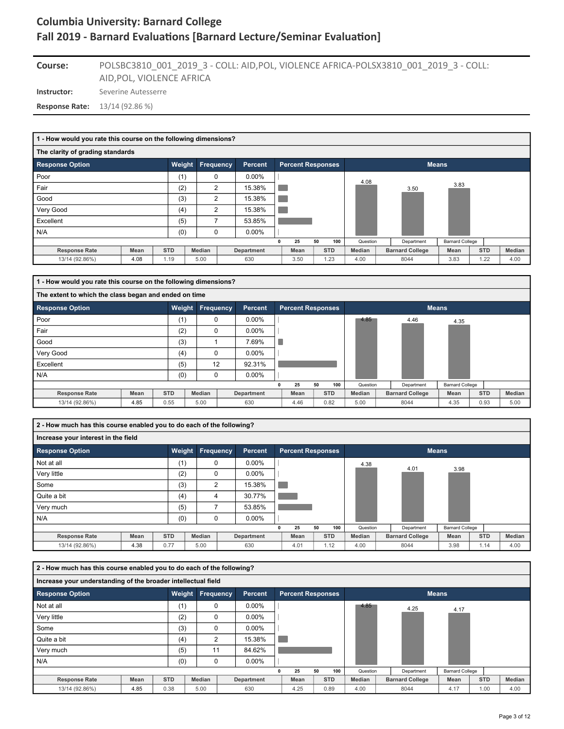# Columbia University: Barnard College
## Fall 2019 - Barnard Evaluations [Barnard Lecture/Seminar Evaluation]

**Course:** POLSBC3810_001_2019_3 - COLL: AID,POL, VIOLENCE AFRICA-POLSX3810_001_2019_3 - COLL: AID,POL, VIOLENCE AFRICA

**Instructor:** Severine Autesserre

**Response Rate:** 13/14 (92.86 %)

### 1 - How would you rate this course on the following dimensions?

**The clarity of grading standards**

| Response Option | Weight | Frequency | Percent |
|---|---|---|---|
| Poor | (1) | 0 | 0.00% |
| Fair | (2) | 2 | 15.38% |
| Good | (3) | 2 | 15.38% |
| Very Good | (4) | 2 | 15.38% |
| Excellent | (5) | 7 | 53.85% |
| N/A | (0) | 0 | 0.00% |

Means: Question 4.08, Department 3.50, Barnard College 3.83

| Response Rate | Mean | STD | Median | Department | Mean | STD | Median | Barnard College | Mean | STD | Median |
|---|---|---|---|---|---|---|---|---|---|---|---|
| 13/14 (92.86%) | 4.08 | 1.19 | 5.00 | 630 | 3.50 | 1.23 | 4.00 | 8044 | 3.83 | 1.22 | 4.00 |

### 1 - How would you rate this course on the following dimensions?

**The extent to which the class began and ended on time**

| Response Option | Weight | Frequency | Percent |
|---|---|---|---|
| Poor | (1) | 0 | 0.00% |
| Fair | (2) | 0 | 0.00% |
| Good | (3) | 1 | 7.69% |
| Very Good | (4) | 0 | 0.00% |
| Excellent | (5) | 12 | 92.31% |
| N/A | (0) | 0 | 0.00% |

Means: Question 4.85, Department 4.46, Barnard College 4.35

| Response Rate | Mean | STD | Median | Department | Mean | STD | Median | Barnard College | Mean | STD | Median |
|---|---|---|---|---|---|---|---|---|---|---|---|
| 13/14 (92.86%) | 4.85 | 0.55 | 5.00 | 630 | 4.46 | 0.82 | 5.00 | 8044 | 4.35 | 0.93 | 5.00 |

### 2 - How much has this course enabled you to do each of the following?

**Increase your interest in the field**

| Response Option | Weight | Frequency | Percent |
|---|---|---|---|
| Not at all | (1) | 0 | 0.00% |
| Very little | (2) | 0 | 0.00% |
| Some | (3) | 2 | 15.38% |
| Quite a bit | (4) | 4 | 30.77% |
| Very much | (5) | 7 | 53.85% |
| N/A | (0) | 0 | 0.00% |

Means: Question 4.38, Department 4.01, Barnard College 3.98

| Response Rate | Mean | STD | Median | Department | Mean | STD | Median | Barnard College | Mean | STD | Median |
|---|---|---|---|---|---|---|---|---|---|---|---|
| 13/14 (92.86%) | 4.38 | 0.77 | 5.00 | 630 | 4.01 | 1.12 | 4.00 | 8044 | 3.98 | 1.14 | 4.00 |

### 2 - How much has this course enabled you to do each of the following?

**Increase your understanding of the broader intellectual field**

| Response Option | Weight | Frequency | Percent |
|---|---|---|---|
| Not at all | (1) | 0 | 0.00% |
| Very little | (2) | 0 | 0.00% |
| Some | (3) | 0 | 0.00% |
| Quite a bit | (4) | 2 | 15.38% |
| Very much | (5) | 11 | 84.62% |
| N/A | (0) | 0 | 0.00% |

Means: Question 4.85, Department 4.25, Barnard College 4.17

| Response Rate | Mean | STD | Median | Department | Mean | STD | Median | Barnard College | Mean | STD | Median |
|---|---|---|---|---|---|---|---|---|---|---|---|
| 13/14 (92.86%) | 4.85 | 0.38 | 5.00 | 630 | 4.25 | 0.89 | 4.00 | 8044 | 4.17 | 1.00 | 4.00 |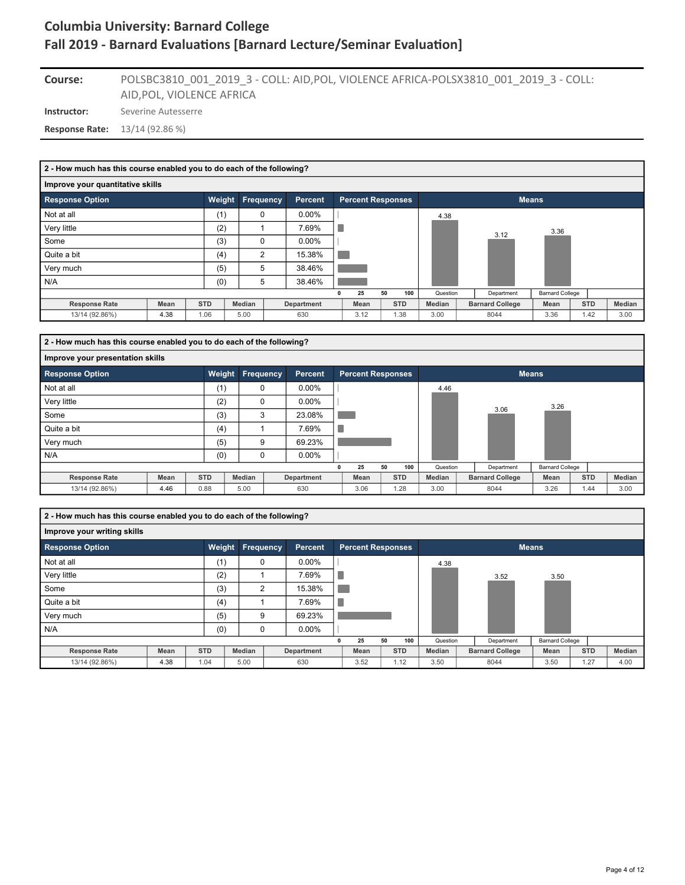# Columbia University: Barnard College
# Fall 2019 - Barnard Evaluations [Barnard Lecture/Seminar Evaluation]

**Course:** POLSBC3810_001_2019_3 - COLL: AID,POL, VIOLENCE AFRICA-POLSX3810_001_2019_3 - COLL: AID,POL, VIOLENCE AFRICA

**Instructor:** Severine Autesserre

**Response Rate:** 13/14 (92.86 %)

### 2 - How much has this course enabled you to do each of the following?

**Improve your quantitative skills**

| Response Option | Weight | Frequency | Percent |
|---|---|---|---|
| Not at all | (1) | 0 | 0.00% |
| Very little | (2) | 1 | 7.69% |
| Some | (3) | 0 | 0.00% |
| Quite a bit | (4) | 2 | 15.38% |
| Very much | (5) | 5 | 38.46% |
| N/A | (0) | 5 | 38.46% |

Means: Question 4.38, Department 3.12, Barnard College 3.36

| Response Rate | Mean | STD | Median | Department | Mean | STD | Median | Barnard College | Mean | STD | Median |
|---|---|---|---|---|---|---|---|---|---|---|---|
| 13/14 (92.86%) | 4.38 | 1.06 | 5.00 | 630 | 3.12 | 1.38 | 3.00 | 8044 | 3.36 | 1.42 | 3.00 |

### 2 - How much has this course enabled you to do each of the following?

**Improve your presentation skills**

| Response Option | Weight | Frequency | Percent |
|---|---|---|---|
| Not at all | (1) | 0 | 0.00% |
| Very little | (2) | 0 | 0.00% |
| Some | (3) | 3 | 23.08% |
| Quite a bit | (4) | 1 | 7.69% |
| Very much | (5) | 9 | 69.23% |
| N/A | (0) | 0 | 0.00% |

Means: Question 4.46, Department 3.06, Barnard College 3.26

| Response Rate | Mean | STD | Median | Department | Mean | STD | Median | Barnard College | Mean | STD | Median |
|---|---|---|---|---|---|---|---|---|---|---|---|
| 13/14 (92.86%) | 4.46 | 0.88 | 5.00 | 630 | 3.06 | 1.28 | 3.00 | 8044 | 3.26 | 1.44 | 3.00 |

### 2 - How much has this course enabled you to do each of the following?

**Improve your writing skills**

| Response Option | Weight | Frequency | Percent |
|---|---|---|---|
| Not at all | (1) | 0 | 0.00% |
| Very little | (2) | 1 | 7.69% |
| Some | (3) | 2 | 15.38% |
| Quite a bit | (4) | 1 | 7.69% |
| Very much | (5) | 9 | 69.23% |
| N/A | (0) | 0 | 0.00% |

Means: Question 4.38, Department 3.52, Barnard College 3.50

| Response Rate | Mean | STD | Median | Department | Mean | STD | Median | Barnard College | Mean | STD | Median |
|---|---|---|---|---|---|---|---|---|---|---|---|
| 13/14 (92.86%) | 4.38 | 1.04 | 5.00 | 630 | 3.52 | 1.12 | 3.50 | 8044 | 3.50 | 1.27 | 4.00 |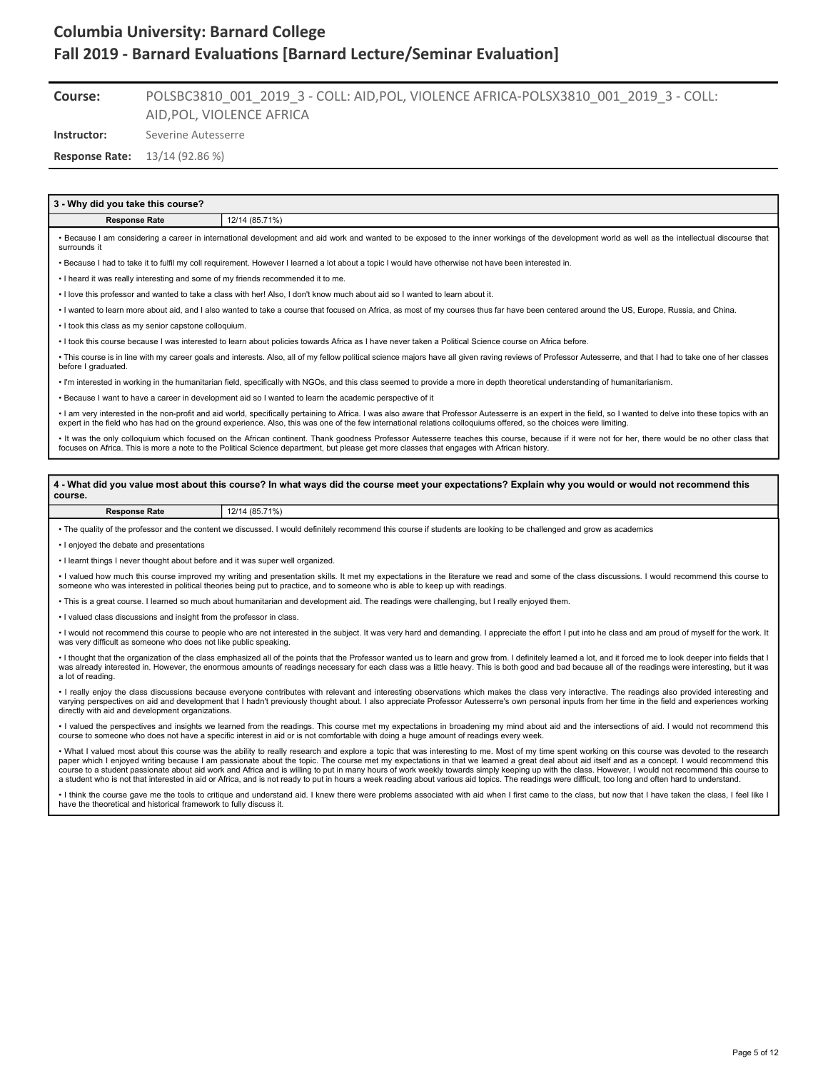# Columbia University: Barnard College
## Fall 2019 - Barnard Evaluations [Barnard Lecture/Seminar Evaluation]

**Course:** POLSBC3810_001_2019_3 - COLL: AID,POL, VIOLENCE AFRICA-POLSX3810_001_2019_3 - COLL: AID,POL, VIOLENCE AFRICA

**Instructor:** Severine Autesserre

**Response Rate:** 13/14 (92.86 %)

### 3 - Why did you take this course?

| Response Rate | 12/14 (85.71%) |
| --- | --- |

- Because I am considering a career in international development and aid work and wanted to be exposed to the inner workings of the development world as well as the intellectual discourse that surrounds it
- Because I had to take it to fulfil my coll requirement. However I learned a lot about a topic I would have otherwise not have been interested in.
- I heard it was really interesting and some of my friends recommended it to me.
- I love this professor and wanted to take a class with her! Also, I don't know much about aid so I wanted to learn about it.
- I wanted to learn more about aid, and I also wanted to take a course that focused on Africa, as most of my courses thus far have been centered around the US, Europe, Russia, and China.
- I took this class as my senior capstone colloquium.
- I took this course because I was interested to learn about policies towards Africa as I have never taken a Political Science course on Africa before.
- This course is in line with my career goals and interests. Also, all of my fellow political science majors have all given raving reviews of Professor Autesserre, and that I had to take one of her classes before I graduated.
- I'm interested in working in the humanitarian field, specifically with NGOs, and this class seemed to provide a more in depth theoretical understanding of humanitarianism.
- Because I want to have a career in development aid so I wanted to learn the academic perspective of it
- I am very interested in the non-profit and aid world, specifically pertaining to Africa. I was also aware that Professor Autesserre is an expert in the field, so I wanted to delve into these topics with an expert in the field who has had on the ground experience. Also, this was one of the few international relations colloquiums offered, so the choices were limiting.
- It was the only colloquium which focused on the African continent. Thank goodness Professor Autesserre teaches this course, because if it were not for her, there would be no other class that focuses on Africa. This is more a note to the Political Science department, but please get more classes that engages with African history.

### 4 - What did you value most about this course? In what ways did the course meet your expectations? Explain why you would or would not recommend this course.

| Response Rate | 12/14 (85.71%) |
| --- | --- |

- The quality of the professor and the content we discussed. I would definitely recommend this course if students are looking to be challenged and grow as academics
- I enjoyed the debate and presentations
- I learnt things I never thought about before and it was super well organized.
- I valued how much this course improved my writing and presentation skills. It met my expectations in the literature we read and some of the class discussions. I would recommend this course to someone who was interested in political theories being put to practice, and to someone who is able to keep up with readings.
- This is a great course. I learned so much about humanitarian and development aid. The readings were challenging, but I really enjoyed them.
- I valued class discussions and insight from the professor in class.
- I would not recommend this course to people who are not interested in the subject. It was very hard and demanding. I appreciate the effort I put into he class and am proud of myself for the work. It was very difficult as someone who does not like public speaking.
- I thought that the organization of the class emphasized all of the points that the Professor wanted us to learn and grow from. I definitely learned a lot, and it forced me to look deeper into fields that I was already interested in. However, the enormous amounts of readings necessary for each class was a little heavy. This is both good and bad because all of the readings were interesting, but it was a lot of reading.
- I really enjoy the class discussions because everyone contributes with relevant and interesting observations which makes the class very interactive. The readings also provided interesting and varying perspectives on aid and development that I hadn't previously thought about. I also appreciate Professor Autesserre's own personal inputs from her time in the field and experiences working directly with aid and development organizations.
- I valued the perspectives and insights we learned from the readings. This course met my expectations in broadening my mind about aid and the intersections of aid. I would not recommend this course to someone who does not have a specific interest in aid or is not comfortable with doing a huge amount of readings every week.
- What I valued most about this course was the ability to really research and explore a topic that was interesting to me. Most of my time spent working on this course was devoted to the research paper which I enjoyed writing because I am passionate about the topic. The course met my expectations in that we learned a great deal about aid itself and as a concept. I would recommend this course to a student passionate about aid work and Africa and is willing to put in many hours of work weekly towards simply keeping up with the class. However, I would not recommend this course to a student who is not that interested in aid or Africa, and is not ready to put in hours a week reading about various aid topics. The readings were difficult, too long and often hard to understand.
- I think the course gave me the tools to critique and understand aid. I knew there were problems associated with aid when I first came to the class, but now that I have taken the class, I feel like I have the theoretical and historical framework to fully discuss it.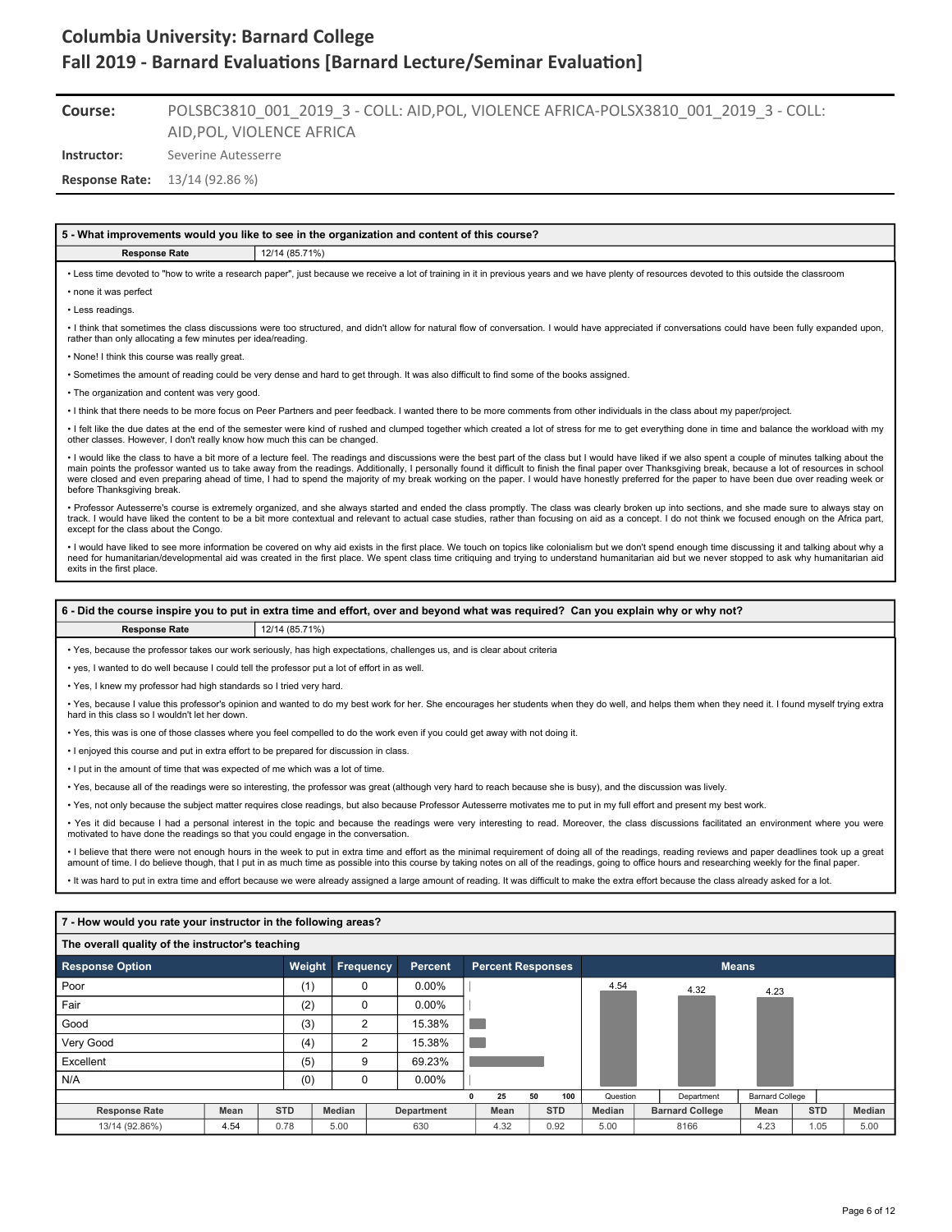# Columbia University: Barnard College
# Fall 2019 - Barnard Evaluations [Barnard Lecture/Seminar Evaluation]

**Course:** POLSBC3810_001_2019_3 - COLL: AID,POL, VIOLENCE AFRICA-POLSX3810_001_2019_3 - COLL: AID,POL, VIOLENCE AFRICA

**Instructor:** Severine Autesserre

**Response Rate:** 13/14 (92.86 %)

## 5 - What improvements would you like to see in the organization and content of this course?

| Response Rate | 12/14 (85.71%) |
|---|---|

- Less time devoted to "how to write a research paper", just because we receive a lot of training in it in previous years and we have plenty of resources devoted to this outside the classroom
- none it was perfect
- Less readings.
- I think that sometimes the class discussions were too structured, and didn't allow for natural flow of conversation. I would have appreciated if conversations could have been fully expanded upon, rather than only allocating a few minutes per idea/reading.
- None! I think this course was really great.
- Sometimes the amount of reading could be very dense and hard to get through. It was also difficult to find some of the books assigned.
- The organization and content was very good.
- I think that there needs to be more focus on Peer Partners and peer feedback. I wanted there to be more comments from other individuals in the class about my paper/project.
- I felt like the due dates at the end of the semester were kind of rushed and clumped together which created a lot of stress for me to get everything done in time and balance the workload with my other classes. However, I don't really know how much this can be changed.
- I would like the class to have a bit more of a lecture feel. The readings and discussions were the best part of the class but I would have liked if we also spent a couple of minutes talking about the main points the professor wanted us to take away from the readings. Additionally, I personally found it difficult to finish the final paper over Thanksgiving break, because a lot of resources in school were closed and even preparing ahead of time, I had to spend the majority of my break working on the paper. I would have honestly preferred for the paper to have been due over reading week or before Thanksgiving break.
- Professor Autesserre's course is extremely organized, and she always started and ended the class promptly. The class was clearly broken up into sections, and she made sure to always stay on track. I would have liked the content to be a bit more contextual and relevant to actual case studies, rather than focusing on aid as a concept. I do not think we focused enough on the Africa part, except for the class about the Congo.
- I would have liked to see more information be covered on why aid exists in the first place. We touch on topics like colonialism but we don't spend enough time discussing it and talking about why a need for humanitarian/developmental aid was created in the first place. We spent class time critiquing and trying to understand humanitarian aid but we never stopped to ask why humanitarian aid exits in the first place.

## 6 - Did the course inspire you to put in extra time and effort, over and beyond what was required? Can you explain why or why not?

| Response Rate | 12/14 (85.71%) |
|---|---|

- Yes, because the professor takes our work seriously, has high expectations, challenges us, and is clear about criteria
- yes, I wanted to do well because I could tell the professor put a lot of effort in as well.
- Yes, I knew my professor had high standards so I tried very hard.
- Yes, because I value this professor's opinion and wanted to do my best work for her. She encourages her students when they do well, and helps them when they need it. I found myself trying extra hard in this class so I wouldn't let her down.
- Yes, this was is one of those classes where you feel compelled to do the work even if you could get away with not doing it.
- I enjoyed this course and put in extra effort to be prepared for discussion in class.
- I put in the amount of time that was expected of me which was a lot of time.
- Yes, because all of the readings were so interesting, the professor was great (although very hard to reach because she is busy), and the discussion was lively.
- Yes, not only because the subject matter requires close readings, but also because Professor Autesserre motivates me to put in my full effort and present my best work.
- Yes it did because I had a personal interest in the topic and because the readings were very interesting to read. Moreover, the class discussions facilitated an environment where you were motivated to have done the readings so that you could engage in the conversation.
- I believe that there were not enough hours in the week to put in extra time and effort as the minimal requirement of doing all of the readings, reading reviews and paper deadlines took up a great amount of time. I do believe though, that I put in as much time as possible into this course by taking notes on all of the readings, going to office hours and researching weekly for the final paper.
- It was hard to put in extra time and effort because we were already assigned a large amount of reading. It was difficult to make the extra effort because the class already asked for a lot.

## 7 - How would you rate your instructor in the following areas?

### The overall quality of the instructor's teaching

| Response Option | Weight | Frequency | Percent |
|---|---|---|---|
| Poor | (1) | 0 | 0.00% |
| Fair | (2) | 0 | 0.00% |
| Good | (3) | 2 | 15.38% |
| Very Good | (4) | 2 | 15.38% |
| Excellent | (5) | 9 | 69.23% |
| N/A | (0) | 0 | 0.00% |

Means: Question 4.54, Department 4.32, Barnard College 4.23

| Response Rate | Mean | STD | Median | Department | Mean | STD | Median | Barnard College | Mean | STD | Median |
|---|---|---|---|---|---|---|---|---|---|---|---|
| 13/14 (92.86%) | 4.54 | 0.78 | 5.00 | 630 | 4.32 | 0.92 | 5.00 | 8166 | 4.23 | 1.05 | 5.00 |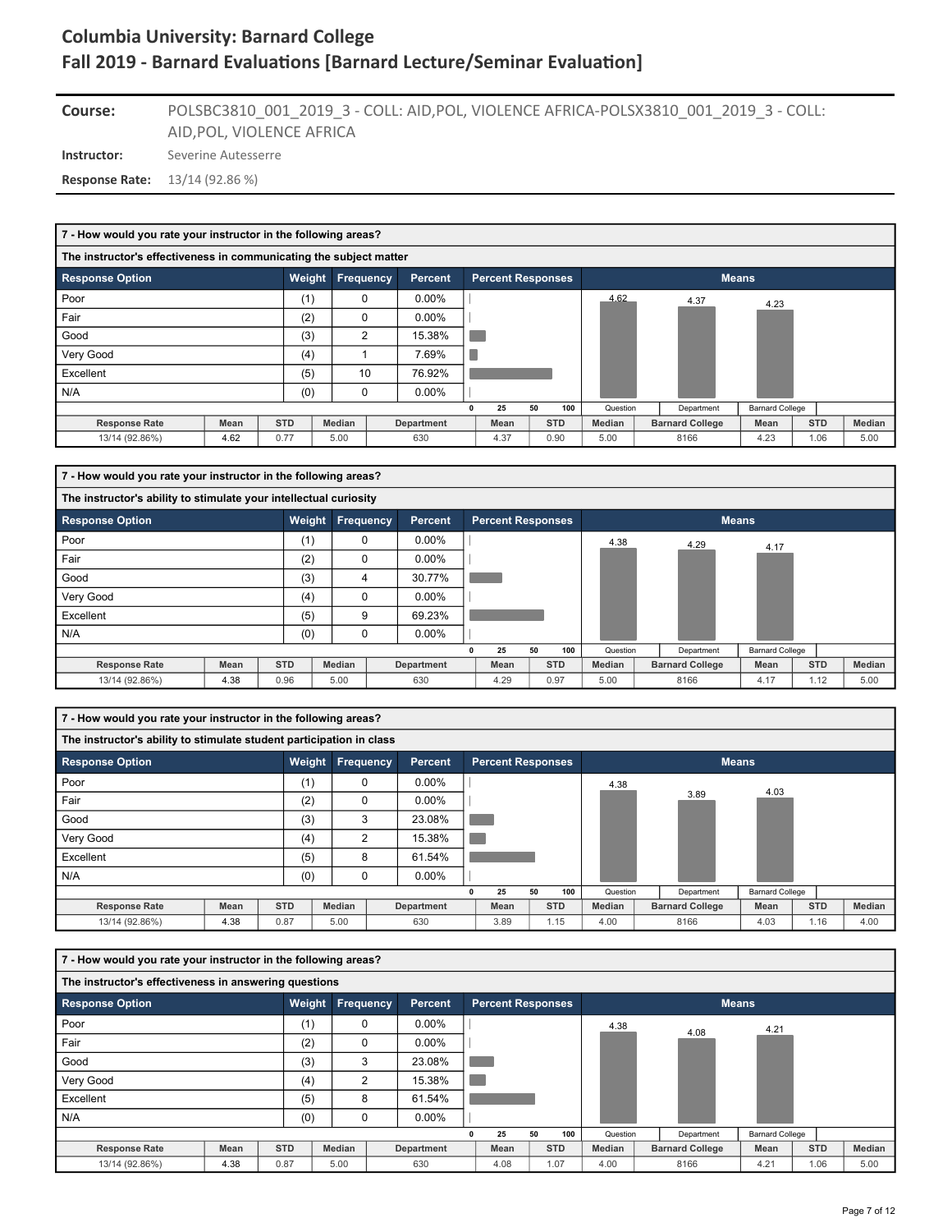# Columbia University: Barnard College
## Fall 2019 - Barnard Evaluations [Barnard Lecture/Seminar Evaluation]

**Course:** POLSBC3810_001_2019_3 - COLL: AID,POL, VIOLENCE AFRICA-POLSX3810_001_2019_3 - COLL: AID,POL, VIOLENCE AFRICA

**Instructor:** Severine Autesserre

**Response Rate:** 13/14 (92.86 %)

---

### 7 - How would you rate your instructor in the following areas?

**The instructor's effectiveness in communicating the subject matter**

| Response Option | Weight | Frequency | Percent |
|---|---|---|---|
| Poor | (1) | 0 | 0.00% |
| Fair | (2) | 0 | 0.00% |
| Good | (3) | 2 | 15.38% |
| Very Good | (4) | 1 | 7.69% |
| Excellent | (5) | 10 | 76.92% |
| N/A | (0) | 0 | 0.00% |

Means: Question 4.62, Department 4.37, Barnard College 4.23

| Response Rate | Mean | STD | Median | Department | Mean | STD | Median | Barnard College | Mean | STD | Median |
|---|---|---|---|---|---|---|---|---|---|---|---|
| 13/14 (92.86%) | 4.62 | 0.77 | 5.00 | 630 | 4.37 | 0.90 | 5.00 | 8166 | 4.23 | 1.06 | 5.00 |

### 7 - How would you rate your instructor in the following areas?

**The instructor's ability to stimulate your intellectual curiosity**

| Response Option | Weight | Frequency | Percent |
|---|---|---|---|
| Poor | (1) | 0 | 0.00% |
| Fair | (2) | 0 | 0.00% |
| Good | (3) | 4 | 30.77% |
| Very Good | (4) | 0 | 0.00% |
| Excellent | (5) | 9 | 69.23% |
| N/A | (0) | 0 | 0.00% |

Means: Question 4.38, Department 4.29, Barnard College 4.17

| Response Rate | Mean | STD | Median | Department | Mean | STD | Median | Barnard College | Mean | STD | Median |
|---|---|---|---|---|---|---|---|---|---|---|---|
| 13/14 (92.86%) | 4.38 | 0.96 | 5.00 | 630 | 4.29 | 0.97 | 5.00 | 8166 | 4.17 | 1.12 | 5.00 |

### 7 - How would you rate your instructor in the following areas?

**The instructor's ability to stimulate student participation in class**

| Response Option | Weight | Frequency | Percent |
|---|---|---|---|
| Poor | (1) | 0 | 0.00% |
| Fair | (2) | 0 | 0.00% |
| Good | (3) | 3 | 23.08% |
| Very Good | (4) | 2 | 15.38% |
| Excellent | (5) | 8 | 61.54% |
| N/A | (0) | 0 | 0.00% |

Means: Question 4.38, Department 3.89, Barnard College 4.03

| Response Rate | Mean | STD | Median | Department | Mean | STD | Median | Barnard College | Mean | STD | Median |
|---|---|---|---|---|---|---|---|---|---|---|---|
| 13/14 (92.86%) | 4.38 | 0.87 | 5.00 | 630 | 3.89 | 1.15 | 4.00 | 8166 | 4.03 | 1.16 | 4.00 |

### 7 - How would you rate your instructor in the following areas?

**The instructor's effectiveness in answering questions**

| Response Option | Weight | Frequency | Percent |
|---|---|---|---|
| Poor | (1) | 0 | 0.00% |
| Fair | (2) | 0 | 0.00% |
| Good | (3) | 3 | 23.08% |
| Very Good | (4) | 2 | 15.38% |
| Excellent | (5) | 8 | 61.54% |
| N/A | (0) | 0 | 0.00% |

Means: Question 4.38, Department 4.08, Barnard College 4.21

| Response Rate | Mean | STD | Median | Department | Mean | STD | Median | Barnard College | Mean | STD | Median |
|---|---|---|---|---|---|---|---|---|---|---|---|
| 13/14 (92.86%) | 4.38 | 0.87 | 5.00 | 630 | 4.08 | 1.07 | 4.00 | 8166 | 4.21 | 1.06 | 5.00 |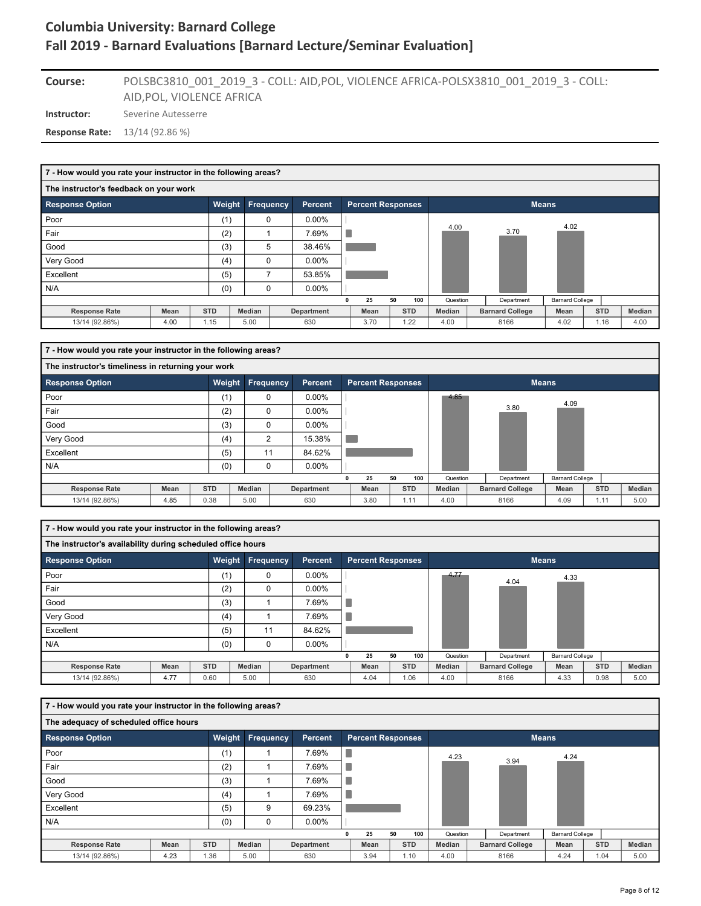# Columbia University: Barnard College
## Fall 2019 - Barnard Evaluations [Barnard Lecture/Seminar Evaluation]

**Course:** POLSBC3810_001_2019_3 - COLL: AID,POL, VIOLENCE AFRICA-POLSX3810_001_2019_3 - COLL: AID,POL, VIOLENCE AFRICA

**Instructor:** Severine Autesserre

**Response Rate:** 13/14 (92.86 %)

### 7 - How would you rate your instructor in the following areas?

**The instructor's feedback on your work**

| Response Option | Weight | Frequency | Percent |
|---|---|---|---|
| Poor | (1) | 0 | 0.00% |
| Fair | (2) | 1 | 7.69% |
| Good | (3) | 5 | 38.46% |
| Very Good | (4) | 0 | 0.00% |
| Excellent | (5) | 7 | 53.85% |
| N/A | (0) | 0 | 0.00% |

Means: Question 4.00, Department 3.70, Barnard College 4.02

| Response Rate | Mean | STD | Median | Department | Mean | STD | Median | Barnard College | Mean | STD | Median |
|---|---|---|---|---|---|---|---|---|---|---|---|
| 13/14 (92.86%) | 4.00 | 1.15 | 5.00 | 630 | 3.70 | 1.22 | 4.00 | 8166 | 4.02 | 1.16 | 4.00 |

### 7 - How would you rate your instructor in the following areas?

**The instructor's timeliness in returning your work**

| Response Option | Weight | Frequency | Percent |
|---|---|---|---|
| Poor | (1) | 0 | 0.00% |
| Fair | (2) | 0 | 0.00% |
| Good | (3) | 0 | 0.00% |
| Very Good | (4) | 2 | 15.38% |
| Excellent | (5) | 11 | 84.62% |
| N/A | (0) | 0 | 0.00% |

Means: Question 4.85, Department 3.80, Barnard College 4.09

| Response Rate | Mean | STD | Median | Department | Mean | STD | Median | Barnard College | Mean | STD | Median |
|---|---|---|---|---|---|---|---|---|---|---|---|
| 13/14 (92.86%) | 4.85 | 0.38 | 5.00 | 630 | 3.80 | 1.11 | 4.00 | 8166 | 4.09 | 1.11 | 5.00 |

### 7 - How would you rate your instructor in the following areas?

**The instructor's availability during scheduled office hours**

| Response Option | Weight | Frequency | Percent |
|---|---|---|---|
| Poor | (1) | 0 | 0.00% |
| Fair | (2) | 0 | 0.00% |
| Good | (3) | 1 | 7.69% |
| Very Good | (4) | 1 | 7.69% |
| Excellent | (5) | 11 | 84.62% |
| N/A | (0) | 0 | 0.00% |

Means: Question 4.77, Department 4.04, Barnard College 4.33

| Response Rate | Mean | STD | Median | Department | Mean | STD | Median | Barnard College | Mean | STD | Median |
|---|---|---|---|---|---|---|---|---|---|---|---|
| 13/14 (92.86%) | 4.77 | 0.60 | 5.00 | 630 | 4.04 | 1.06 | 4.00 | 8166 | 4.33 | 0.98 | 5.00 |

### 7 - How would you rate your instructor in the following areas?

**The adequacy of scheduled office hours**

| Response Option | Weight | Frequency | Percent |
|---|---|---|---|
| Poor | (1) | 1 | 7.69% |
| Fair | (2) | 1 | 7.69% |
| Good | (3) | 1 | 7.69% |
| Very Good | (4) | 1 | 7.69% |
| Excellent | (5) | 9 | 69.23% |
| N/A | (0) | 0 | 0.00% |

Means: Question 4.23, Department 3.94, Barnard College 4.24

| Response Rate | Mean | STD | Median | Department | Mean | STD | Median | Barnard College | Mean | STD | Median |
|---|---|---|---|---|---|---|---|---|---|---|---|
| 13/14 (92.86%) | 4.23 | 1.36 | 5.00 | 630 | 3.94 | 1.10 | 4.00 | 8166 | 4.24 | 1.04 | 5.00 |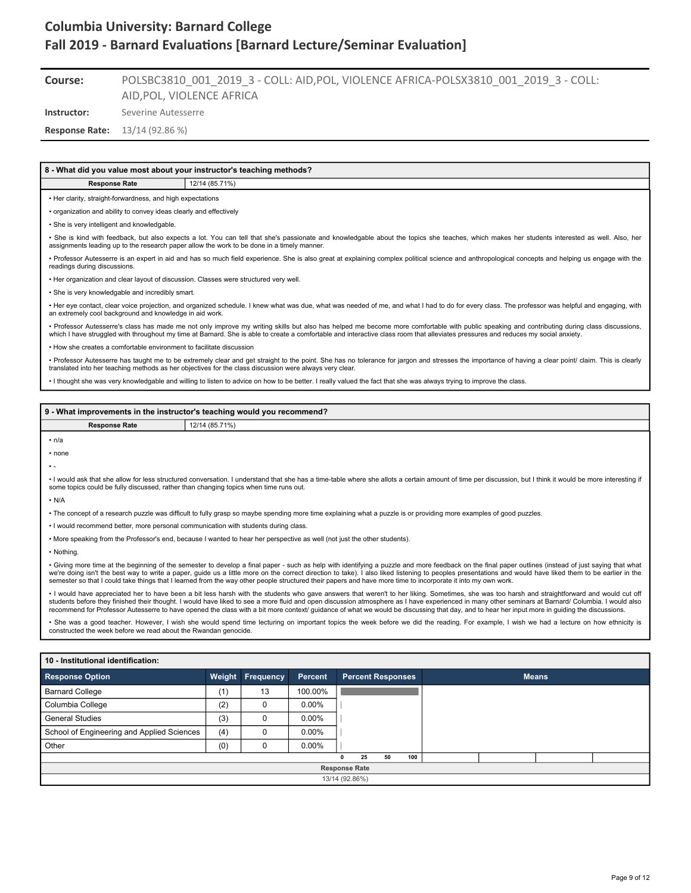# Columbia University: Barnard College
## Fall 2019 - Barnard Evaluations [Barnard Lecture/Seminar Evaluation]

**Course:** POLSBC3810_001_2019_3 - COLL: AID,POL, VIOLENCE AFRICA-POLSX3810_001_2019_3 - COLL: AID,POL, VIOLENCE AFRICA

**Instructor:** Severine Autesserre

**Response Rate:** 13/14 (92.86 %)

### 8 - What did you value most about your instructor's teaching methods?

| Response Rate | 12/14 (85.71%) |
|---|---|

- Her clarity, straight-forwardness, and high expectations
- organization and ability to convey ideas clearly and effectively
- She is very intelligent and knowledgable.
- She is kind with feedback, but also expects a lot. You can tell that she's passionate and knowledgable about the topics she teaches, which makes her students interested as well. Also, her assignments leading up to the research paper allow the work to be done in a timely manner.
- Professor Autesserre is an expert in aid and has so much field experience. She is also great at explaining complex political science and anthropological concepts and helping us engage with the readings during discussions.
- Her organization and clear layout of discussion. Classes were structured very well.
- She is very knowledgable and incredibly smart.
- Her eye contact, clear voice projection, and organized schedule. I knew what was due, what was needed of me, and what I had to do for every class. The professor was helpful and engaging, with an extremely cool background and knowledge in aid work.
- Professor Autesserre's class has made me not only improve my writing skills but also has helped me become more comfortable with public speaking and contributing during class discussions, which I have struggled with throughout my time at Barnard. She is able to create a comfortable and interactive class room that alleviates pressures and reduces my social anxiety.
- How she creates a comfortable environment to facilitate discussion
- Professor Autesserre has taught me to be extremely clear and get straight to the point. She has no tolerance for jargon and stresses the importance of having a clear point/ claim. This is clearly translated into her teaching methods as her objectives for the class discussion were always very clear.
- I thought she was very knowledgable and willing to listen to advice on how to be better. I really valued the fact that she was always trying to improve the class.

### 9 - What improvements in the instructor's teaching would you recommend?

| Response Rate | 12/14 (85.71%) |
|---|---|

- n/a
- none
- -
- I would ask that she allow for less structured conversation. I understand that she has a time-table where she allots a certain amount of time per discussion, but I think it would be more interesting if some topics could be fully discussed, rather than changing topics when time runs out.
- N/A
- The concept of a research puzzle was difficult to fully grasp so maybe spending more time explaining what a puzzle is or providing more examples of good puzzles.
- I would recommend better, more personal communication with students during class.
- More speaking from the Professor's end, because I wanted to hear her perspective as well (not just the other students).
- Nothing.
- Giving more time at the beginning of the semester to develop a final paper - such as help with identifying a puzzle and more feedback on the final paper outlines (instead of just saying that what we're doing isn't the best way to write a paper, guide us a little more on the correct direction to take). I also liked listening to peoples presentations and would have liked them to be earlier in the semester so that I could take things that I learned from the way other people structured their papers and have more time to incorporate it into my own work.
- I would have appreciated her to have been a bit less harsh with the students who gave answers that weren't to her liking. Sometimes, she was too harsh and straightforward and would cut off students before they finished their thought. I would have liked to see a more fluid and open discussion atmosphere as I have experienced in many other seminars at Barnard/ Columbia. I would also recommend for Professor Autesserre to have opened the class with a bit more context/ guidance of what we would be discussing that day, and to hear her input more in guiding the discussions.
- She was a good teacher. However, I wish she would spend time lecturing on important topics the week before we did the reading. For example, I wish we had a lecture on how ethnicity is constructed the week before we read about the Rwandan genocide.

### 10 - Institutional identification:

| Response Option | Weight | Frequency | Percent | Percent Responses | Means |
|---|---|---|---|---|---|
| Barnard College | (1) | 13 | 100.00% | | |
| Columbia College | (2) | 0 | 0.00% | | |
| General Studies | (3) | 0 | 0.00% | | |
| School of Engineering and Applied Sciences | (4) | 0 | 0.00% | | |
| Other | (0) | 0 | 0.00% | | |

| Response Rate |
|---|
| 13/14 (92.86%) |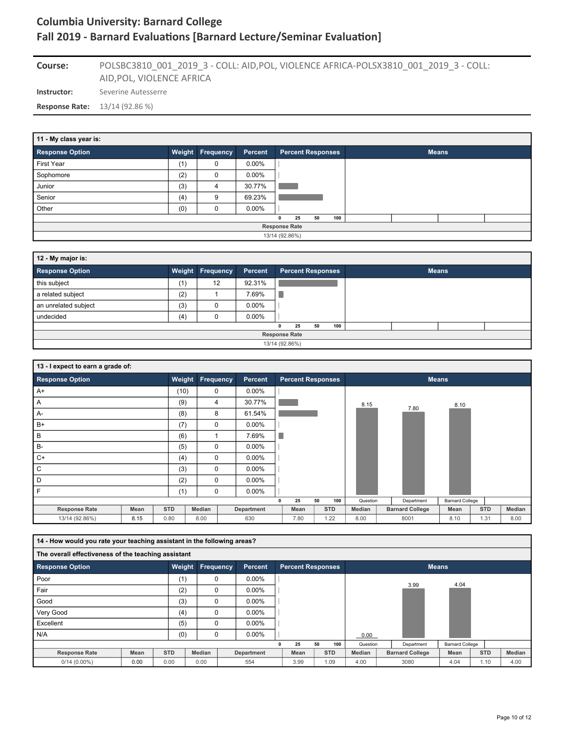# Columbia University: Barnard College

## Fall 2019 - Barnard Evaluations [Barnard Lecture/Seminar Evaluation]

**Course:** POLSBC3810_001_2019_3 - COLL: AID,POL, VIOLENCE AFRICA-POLSX3810_001_2019_3 - COLL: AID,POL, VIOLENCE AFRICA

**Instructor:** Severine Autesserre

**Response Rate:** 13/14 (92.86 %)

### 11 - My class year is:

| Response Option | Weight | Frequency | Percent |
|---|---|---|---|
| First Year | (1) | 0 | 0.00% |
| Sophomore | (2) | 0 | 0.00% |
| Junior | (3) | 4 | 30.77% |
| Senior | (4) | 9 | 69.23% |
| Other | (0) | 0 | 0.00% |

Response Rate: 13/14 (92.86%)

### 12 - My major is:

| Response Option | Weight | Frequency | Percent |
|---|---|---|---|
| this subject | (1) | 12 | 92.31% |
| a related subject | (2) | 1 | 7.69% |
| an unrelated subject | (3) | 0 | 0.00% |
| undecided | (4) | 0 | 0.00% |

Response Rate: 13/14 (92.86%)

### 13 - I expect to earn a grade of:

| Response Option | Weight | Frequency | Percent |
|---|---|---|---|
| A+ | (10) | 0 | 0.00% |
| A | (9) | 4 | 30.77% |
| A- | (8) | 8 | 61.54% |
| B+ | (7) | 0 | 0.00% |
| B | (6) | 1 | 7.69% |
| B- | (5) | 0 | 0.00% |
| C+ | (4) | 0 | 0.00% |
| C | (3) | 0 | 0.00% |
| D | (2) | 0 | 0.00% |
| F | (1) | 0 | 0.00% |

Means: Question 8.15, Department 7.80, Barnard College 8.10

| Response Rate | Mean | STD | Median | Department | Mean | STD | Median | Barnard College | Mean | STD | Median |
|---|---|---|---|---|---|---|---|---|---|---|---|
| 13/14 (92.86%) | 8.15 | 0.80 | 8.00 | 630 | 7.80 | 1.22 | 8.00 | 8001 | 8.10 | 1.31 | 8.00 |

### 14 - How would you rate your teaching assistant in the following areas?

**The overall effectiveness of the teaching assistant**

| Response Option | Weight | Frequency | Percent |
|---|---|---|---|
| Poor | (1) | 0 | 0.00% |
| Fair | (2) | 0 | 0.00% |
| Good | (3) | 0 | 0.00% |
| Very Good | (4) | 0 | 0.00% |
| Excellent | (5) | 0 | 0.00% |
| N/A | (0) | 0 | 0.00% |

Means: Question 0.00, Department 3.99, Barnard College 4.04

| Response Rate | Mean | STD | Median | Department | Mean | STD | Median | Barnard College | Mean | STD | Median |
|---|---|---|---|---|---|---|---|---|---|---|---|
| 0/14 (0.00%) | 0.00 | 0.00 | 0.00 | 554 | 3.99 | 1.09 | 4.00 | 3080 | 4.04 | 1.10 | 4.00 |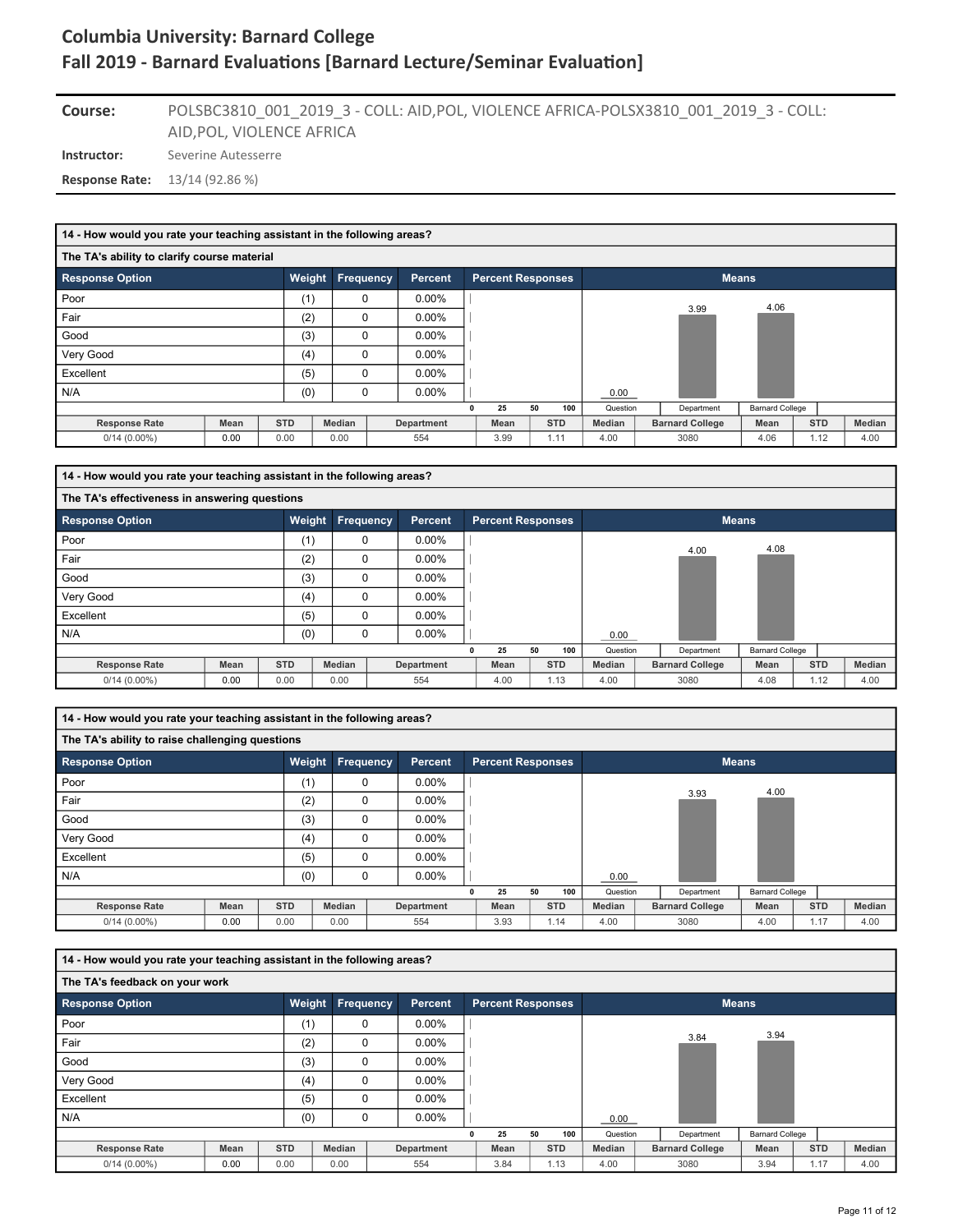# Columbia University: Barnard College
## Fall 2019 - Barnard Evaluations [Barnard Lecture/Seminar Evaluation]

**Course:** POLSBC3810_001_2019_3 - COLL: AID,POL, VIOLENCE AFRICA-POLSX3810_001_2019_3 - COLL: AID,POL, VIOLENCE AFRICA

**Instructor:** Severine Autesserre

**Response Rate:** 13/14 (92.86 %)

### 14 - How would you rate your teaching assistant in the following areas?

**The TA's ability to clarify course material**

| Response Option | Weight | Frequency | Percent |
|---|---|---|---|
| Poor | (1) | 0 | 0.00% |
| Fair | (2) | 0 | 0.00% |
| Good | (3) | 0 | 0.00% |
| Very Good | (4) | 0 | 0.00% |
| Excellent | (5) | 0 | 0.00% |
| N/A | (0) | 0 | 0.00% |

Means: Question 0.00, Department 3.99, Barnard College 4.06

| Response Rate | Mean | STD | Median | Department | Mean | STD | Median | Barnard College | Mean | STD | Median |
|---|---|---|---|---|---|---|---|---|---|---|---|
| 0/14 (0.00%) | 0.00 | 0.00 | 0.00 | 554 | 3.99 | 1.11 | 4.00 | 3080 | 4.06 | 1.12 | 4.00 |

### 14 - How would you rate your teaching assistant in the following areas?

**The TA's effectiveness in answering questions**

| Response Option | Weight | Frequency | Percent |
|---|---|---|---|
| Poor | (1) | 0 | 0.00% |
| Fair | (2) | 0 | 0.00% |
| Good | (3) | 0 | 0.00% |
| Very Good | (4) | 0 | 0.00% |
| Excellent | (5) | 0 | 0.00% |
| N/A | (0) | 0 | 0.00% |

Means: Question 0.00, Department 4.00, Barnard College 4.08

| Response Rate | Mean | STD | Median | Department | Mean | STD | Median | Barnard College | Mean | STD | Median |
|---|---|---|---|---|---|---|---|---|---|---|---|
| 0/14 (0.00%) | 0.00 | 0.00 | 0.00 | 554 | 4.00 | 1.13 | 4.00 | 3080 | 4.08 | 1.12 | 4.00 |

### 14 - How would you rate your teaching assistant in the following areas?

**The TA's ability to raise challenging questions**

| Response Option | Weight | Frequency | Percent |
|---|---|---|---|
| Poor | (1) | 0 | 0.00% |
| Fair | (2) | 0 | 0.00% |
| Good | (3) | 0 | 0.00% |
| Very Good | (4) | 0 | 0.00% |
| Excellent | (5) | 0 | 0.00% |
| N/A | (0) | 0 | 0.00% |

Means: Question 0.00, Department 3.93, Barnard College 4.00

| Response Rate | Mean | STD | Median | Department | Mean | STD | Median | Barnard College | Mean | STD | Median |
|---|---|---|---|---|---|---|---|---|---|---|---|
| 0/14 (0.00%) | 0.00 | 0.00 | 0.00 | 554 | 3.93 | 1.14 | 4.00 | 3080 | 4.00 | 1.17 | 4.00 |

### 14 - How would you rate your teaching assistant in the following areas?

**The TA's feedback on your work**

| Response Option | Weight | Frequency | Percent |
|---|---|---|---|
| Poor | (1) | 0 | 0.00% |
| Fair | (2) | 0 | 0.00% |
| Good | (3) | 0 | 0.00% |
| Very Good | (4) | 0 | 0.00% |
| Excellent | (5) | 0 | 0.00% |
| N/A | (0) | 0 | 0.00% |

Means: Question 0.00, Department 3.84, Barnard College 3.94

| Response Rate | Mean | STD | Median | Department | Mean | STD | Median | Barnard College | Mean | STD | Median |
|---|---|---|---|---|---|---|---|---|---|---|---|
| 0/14 (0.00%) | 0.00 | 0.00 | 0.00 | 554 | 3.84 | 1.13 | 4.00 | 3080 | 3.94 | 1.17 | 4.00 |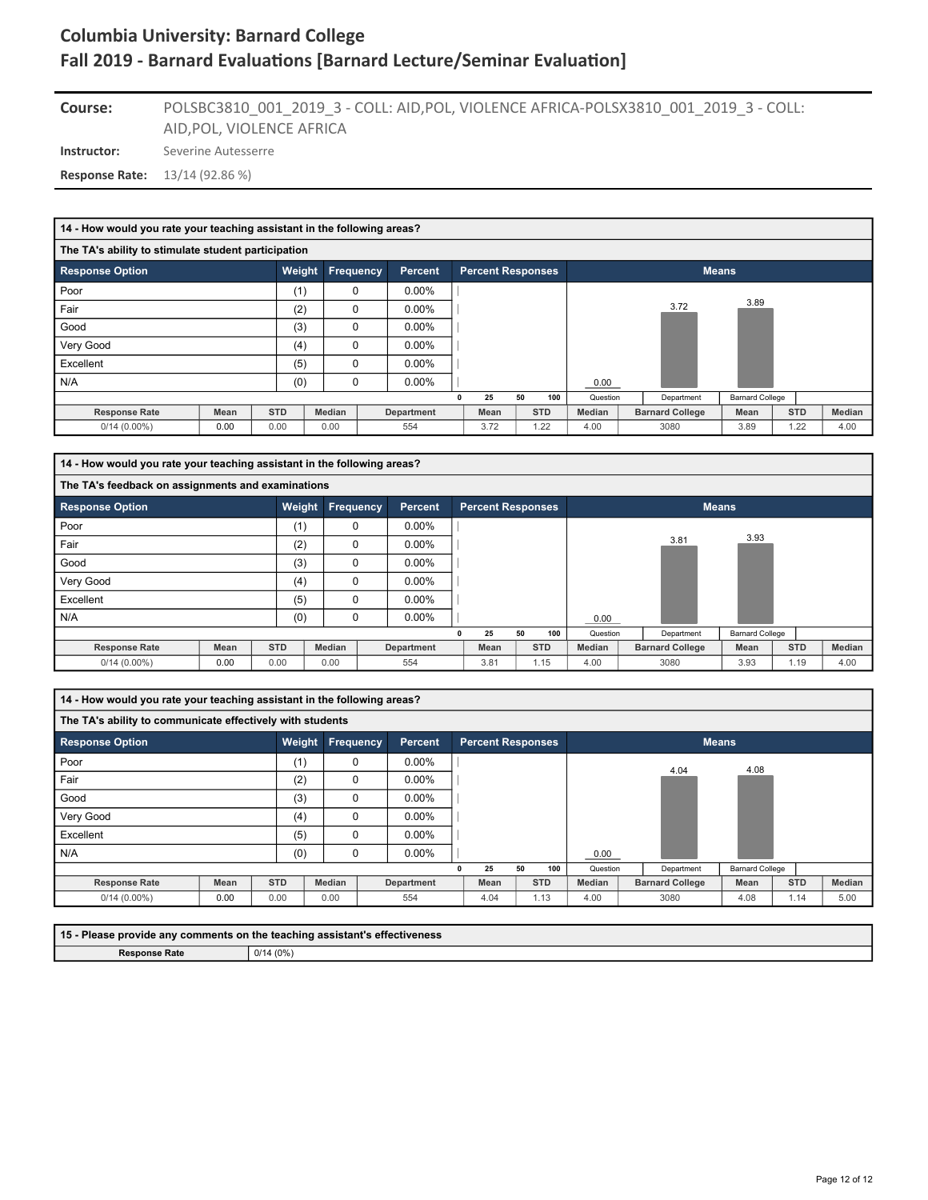# Columbia University: Barnard College
# Fall 2019 - Barnard Evaluations [Barnard Lecture/Seminar Evaluation]

**Course:** POLSBC3810_001_2019_3 - COLL: AID,POL, VIOLENCE AFRICA-POLSX3810_001_2019_3 - COLL: AID,POL, VIOLENCE AFRICA

**Instructor:** Severine Autesserre

**Response Rate:** 13/14 (92.86 %)

### 14 - How would you rate your teaching assistant in the following areas?

**The TA's ability to stimulate student participation**

| Response Option | Weight | Frequency | Percent |
|---|---|---|---|
| Poor | (1) | 0 | 0.00% |
| Fair | (2) | 0 | 0.00% |
| Good | (3) | 0 | 0.00% |
| Very Good | (4) | 0 | 0.00% |
| Excellent | (5) | 0 | 0.00% |
| N/A | (0) | 0 | 0.00% |

Percent Responses
0 25 50 100

Means
0.00
3.72
3.89
Question
Department
Barnard College

| Response Rate | Mean | STD | Median | Department | Mean | STD | Median | Barnard College | Mean | STD | Median |
|---|---|---|---|---|---|---|---|---|---|---|---|
| 0/14 (0.00%) | 0.00 | 0.00 | 0.00 | 554 | 3.72 | 1.22 | 4.00 | 3080 | 3.89 | 1.22 | 4.00 |

### 14 - How would you rate your teaching assistant in the following areas?

**The TA's feedback on assignments and examinations**

| Response Option | Weight | Frequency | Percent |
|---|---|---|---|
| Poor | (1) | 0 | 0.00% |
| Fair | (2) | 0 | 0.00% |
| Good | (3) | 0 | 0.00% |
| Very Good | (4) | 0 | 0.00% |
| Excellent | (5) | 0 | 0.00% |
| N/A | (0) | 0 | 0.00% |

Percent Responses
0 25 50 100

Means
0.00
3.81
3.93
Question
Department
Barnard College

| Response Rate | Mean | STD | Median | Department | Mean | STD | Median | Barnard College | Mean | STD | Median |
|---|---|---|---|---|---|---|---|---|---|---|---|
| 0/14 (0.00%) | 0.00 | 0.00 | 0.00 | 554 | 3.81 | 1.15 | 4.00 | 3080 | 3.93 | 1.19 | 4.00 |

### 14 - How would you rate your teaching assistant in the following areas?

**The TA's ability to communicate effectively with students**

| Response Option | Weight | Frequency | Percent |
|---|---|---|---|
| Poor | (1) | 0 | 0.00% |
| Fair | (2) | 0 | 0.00% |
| Good | (3) | 0 | 0.00% |
| Very Good | (4) | 0 | 0.00% |
| Excellent | (5) | 0 | 0.00% |
| N/A | (0) | 0 | 0.00% |

Percent Responses
0 25 50 100

Means
0.00
4.04
4.08
Question
Department
Barnard College

| Response Rate | Mean | STD | Median | Department | Mean | STD | Median | Barnard College | Mean | STD | Median |
|---|---|---|---|---|---|---|---|---|---|---|---|
| 0/14 (0.00%) | 0.00 | 0.00 | 0.00 | 554 | 4.04 | 1.13 | 4.00 | 3080 | 4.08 | 1.14 | 5.00 |

### 15 - Please provide any comments on the teaching assistant's effectiveness

| | |
|---|---|
| **Response Rate** | 0/14 (0%) |